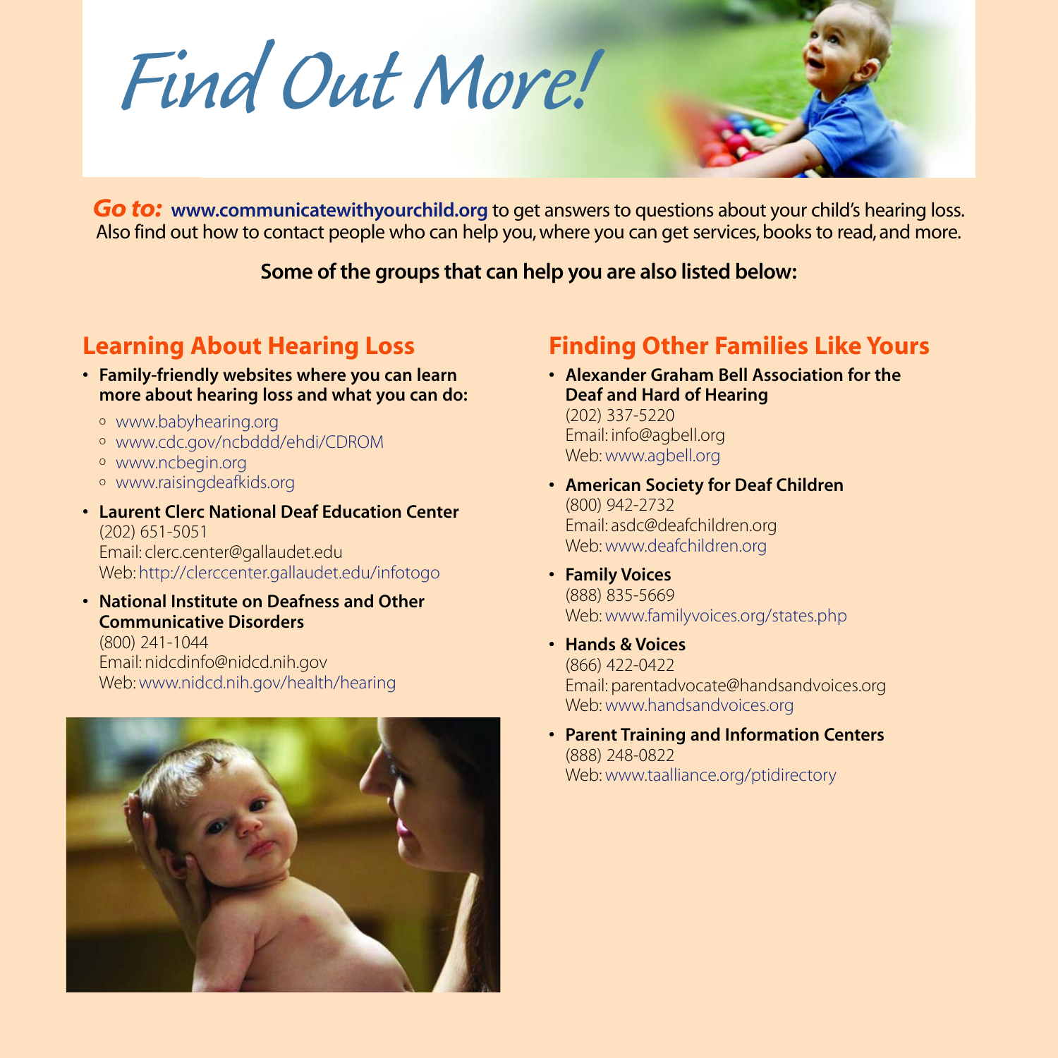# Find Out More!

***Go to:*** **www.communicatewithyourchild.org** to get answers to questions about your child's hearing loss. Also find out how to contact people who can help you, where you can get services, books to read, and more.

**Some of the groups that can help you are also listed below:**

## Learning About Hearing Loss

- **Family-friendly websites where you can learn more about hearing loss and what you can do:**
  - www.babyhearing.org
  - www.cdc.gov/ncbddd/ehdi/CDROM
  - www.ncbegin.org
  - www.raisingdeafkids.org
- **Laurent Clerc National Deaf Education Center**
  (202) 651-5051
  Email: clerc.center@gallaudet.edu
  Web: http://clerccenter.gallaudet.edu/infotogo
- **National Institute on Deafness and Other Communicative Disorders**
  (800) 241-1044
  Email: nidcdinfo@nidcd.nih.gov
  Web: www.nidcd.nih.gov/health/hearing

## Finding Other Families Like Yours

- **Alexander Graham Bell Association for the Deaf and Hard of Hearing**
  (202) 337-5220
  Email: info@agbell.org
  Web: www.agbell.org
- **American Society for Deaf Children**
  (800) 942-2732
  Email: asdc@deafchildren.org
  Web: www.deafchildren.org
- **Family Voices**
  (888) 835-5669
  Web: www.familyvoices.org/states.php
- **Hands & Voices**
  (866) 422-0422
  Email: parentadvocate@handsandvoices.org
  Web: www.handsandvoices.org
- **Parent Training and Information Centers**
  (888) 248-0822
  Web: www.taalliance.org/ptidirectory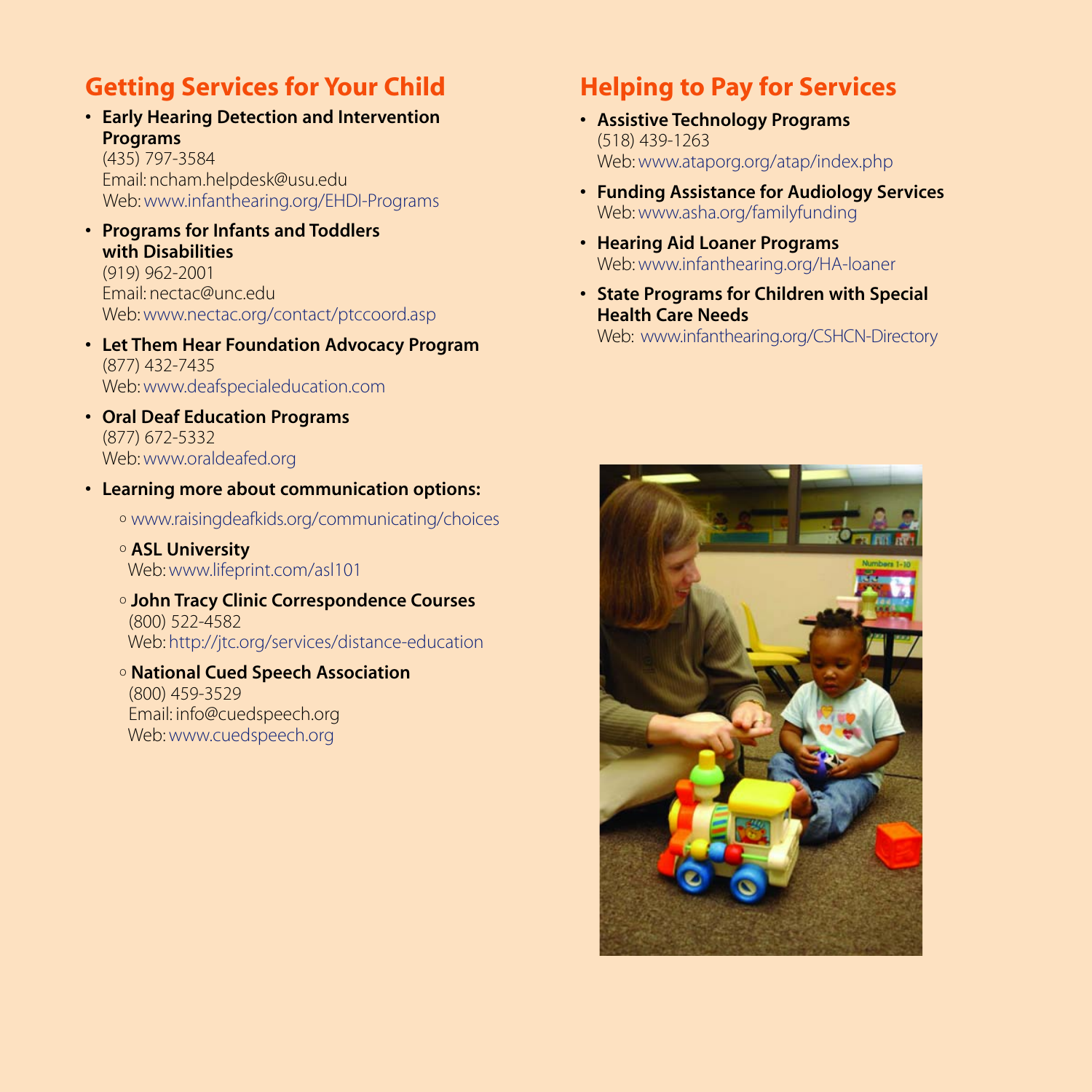## Getting Services for Your Child

- **Early Hearing Detection and Intervention Programs**
  (435) 797-3584
  Email: ncham.helpdesk@usu.edu
  Web: www.infanthearing.org/EHDI-Programs
- **Programs for Infants and Toddlers with Disabilities**
  (919) 962-2001
  Email: nectac@unc.edu
  Web: www.nectac.org/contact/ptccoord.asp
- **Let Them Hear Foundation Advocacy Program**
  (877) 432-7435
  Web: www.deafspecialeducation.com
- **Oral Deaf Education Programs**
  (877) 672-5332
  Web: www.oraldeafed.org
- **Learning more about communication options:**
  - www.raisingdeafkids.org/communicating/choices
  - **ASL University**
    Web: www.lifeprint.com/asl101
  - **John Tracy Clinic Correspondence Courses**
    (800) 522-4582
    Web: http://jtc.org/services/distance-education
  - **National Cued Speech Association**
    (800) 459-3529
    Email: info@cuedspeech.org
    Web: www.cuedspeech.org

## Helping to Pay for Services

- **Assistive Technology Programs**
  (518) 439-1263
  Web: www.ataporg.org/atap/index.php
- **Funding Assistance for Audiology Services**
  Web: www.asha.org/familyfunding
- **Hearing Aid Loaner Programs**
  Web: www.infanthearing.org/HA-loaner
- **State Programs for Children with Special Health Care Needs**
  Web: www.infanthearing.org/CSHCN-Directory